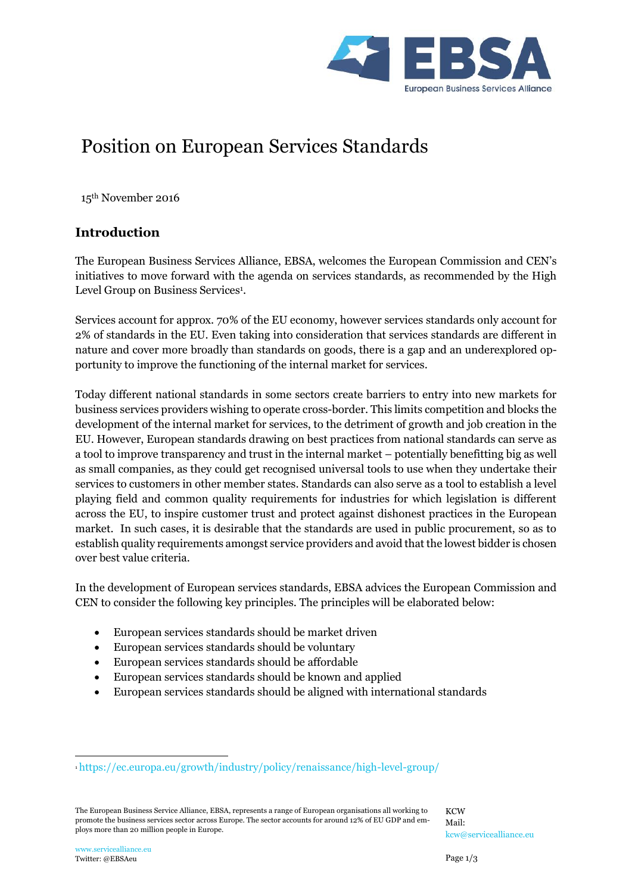# Position on European Services Standards

15th November 2016

## Introduction

The European Business Services Alliance, EBSA, welcomes the European Commission and CEN's initiatives to move forward with the agenda on services standards, as recommended by the High Level Group on Business Services[1].

Services account for approx. 70% of the EU economy, however services standards only account for 2% of standards in the EU. Even taking into consideration that services standards are different in nature and cover more broadly than standards on goods, there is a gap and an underexplored opportunity to improve the functioning of the internal market for services.

Today different national standards in some sectors create barriers to entry into new markets for business services providers wishing to operate cross-border. This limits competition and blocks the development of the internal market for services, to the detriment of growth and job creation in the EU. However, European standards drawing on best practices from national standards can serve as a tool to improve transparency and trust in the internal market – potentially benefitting big as well as small companies, as they could get recognised universal tools to use when they undertake their services to customers in other member states. Standards can also serve as a tool to establish a level playing field and common quality requirements for industries for which legislation is different across the EU, to inspire customer trust and protect against dishonest practices in the European market. In such cases, it is desirable that the standards are used in public procurement, so as to establish quality requirements amongst service providers and avoid that the lowest bidder is chosen over best value criteria.

In the development of European services standards, EBSA advices the European Commission and CEN to consider the following key principles. The principles will be elaborated below:

- European services standards should be market driven
- European services standards should be voluntary
- European services standards should be affordable
- European services standards should be known and applied
- European services standards should be aligned with international standards

[1] https://ec.europa.eu/growth/industry/policy/renaissance/high-level-group/

The European Business Service Alliance, EBSA, represents a range of European organisations all working to promote the business services sector across Europe. The sector accounts for around 12% of EU GDP and employs more than 20 million people in Europe.

KCW
Mail: kcw@servicealliance.eu

www.servicealliance.eu
Twitter: @EBSAeu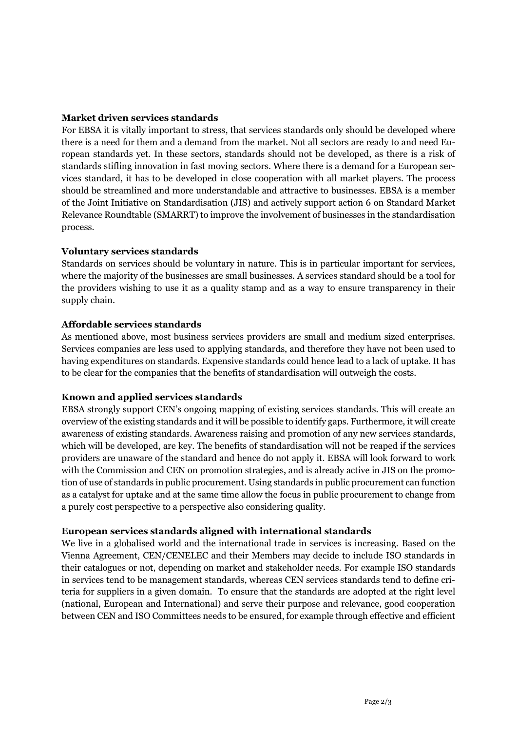**Market driven services standards**

For EBSA it is vitally important to stress, that services standards only should be developed where there is a need for them and a demand from the market. Not all sectors are ready to and need European standards yet. In these sectors, standards should not be developed, as there is a risk of standards stifling innovation in fast moving sectors. Where there is a demand for a European services standard, it has to be developed in close cooperation with all market players. The process should be streamlined and more understandable and attractive to businesses. EBSA is a member of the Joint Initiative on Standardisation (JIS) and actively support action 6 on Standard Market Relevance Roundtable (SMARRT) to improve the involvement of businesses in the standardisation process.

**Voluntary services standards**

Standards on services should be voluntary in nature. This is in particular important for services, where the majority of the businesses are small businesses. A services standard should be a tool for the providers wishing to use it as a quality stamp and as a way to ensure transparency in their supply chain.

**Affordable services standards**

As mentioned above, most business services providers are small and medium sized enterprises. Services companies are less used to applying standards, and therefore they have not been used to having expenditures on standards. Expensive standards could hence lead to a lack of uptake. It has to be clear for the companies that the benefits of standardisation will outweigh the costs.

**Known and applied services standards**

EBSA strongly support CEN's ongoing mapping of existing services standards. This will create an overview of the existing standards and it will be possible to identify gaps. Furthermore, it will create awareness of existing standards. Awareness raising and promotion of any new services standards, which will be developed, are key. The benefits of standardisation will not be reaped if the services providers are unaware of the standard and hence do not apply it. EBSA will look forward to work with the Commission and CEN on promotion strategies, and is already active in JIS on the promotion of use of standards in public procurement. Using standards in public procurement can function as a catalyst for uptake and at the same time allow the focus in public procurement to change from a purely cost perspective to a perspective also considering quality.

**European services standards aligned with international standards**

We live in a globalised world and the international trade in services is increasing. Based on the Vienna Agreement, CEN/CENELEC and their Members may decide to include ISO standards in their catalogues or not, depending on market and stakeholder needs. For example ISO standards in services tend to be management standards, whereas CEN services standards tend to define criteria for suppliers in a given domain. To ensure that the standards are adopted at the right level (national, European and International) and serve their purpose and relevance, good cooperation between CEN and ISO Committees needs to be ensured, for example through effective and efficient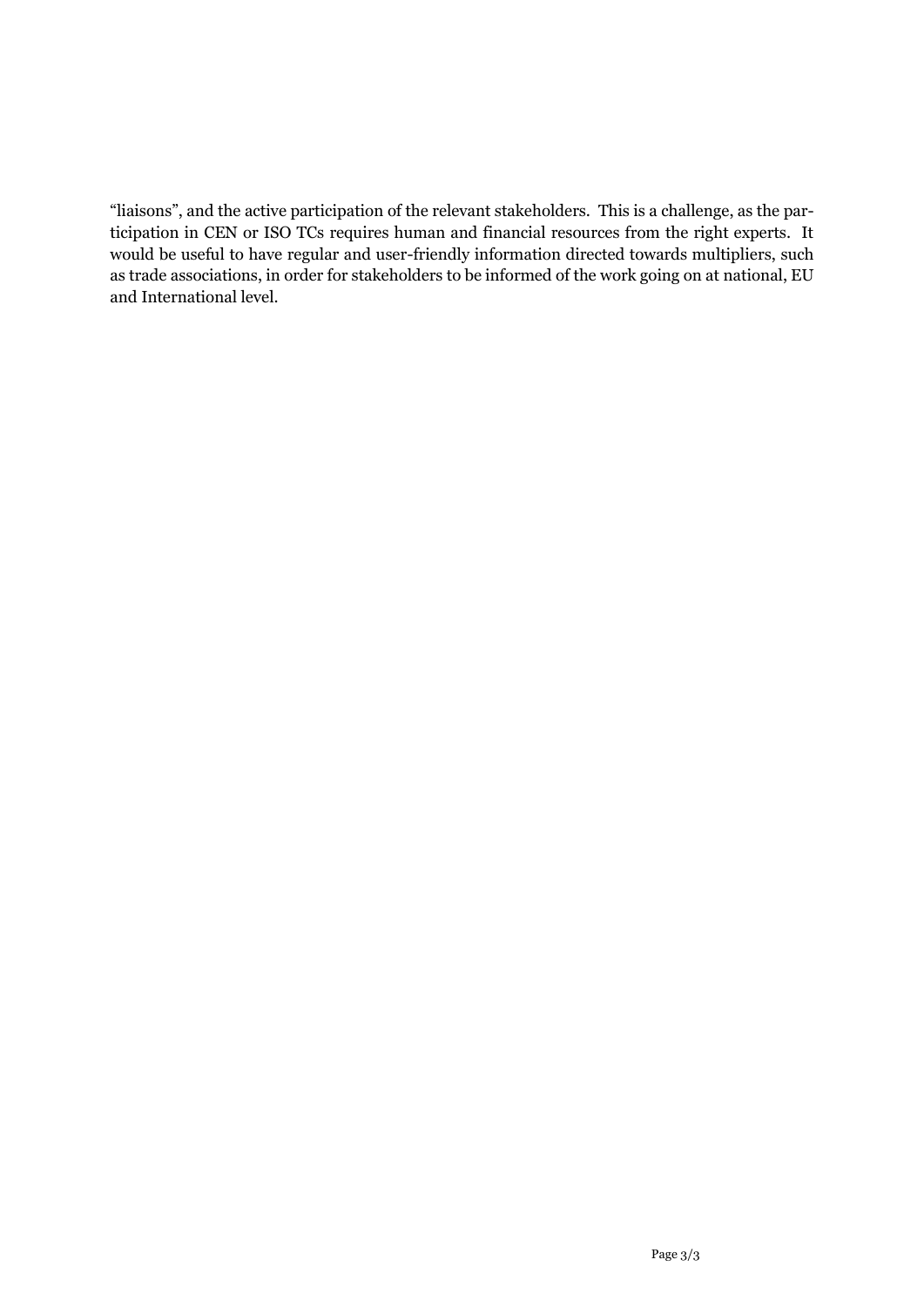"liaisons", and the active participation of the relevant stakeholders. This is a challenge, as the participation in CEN or ISO TCs requires human and financial resources from the right experts. It would be useful to have regular and user-friendly information directed towards multipliers, such as trade associations, in order for stakeholders to be informed of the work going on at national, EU and International level.